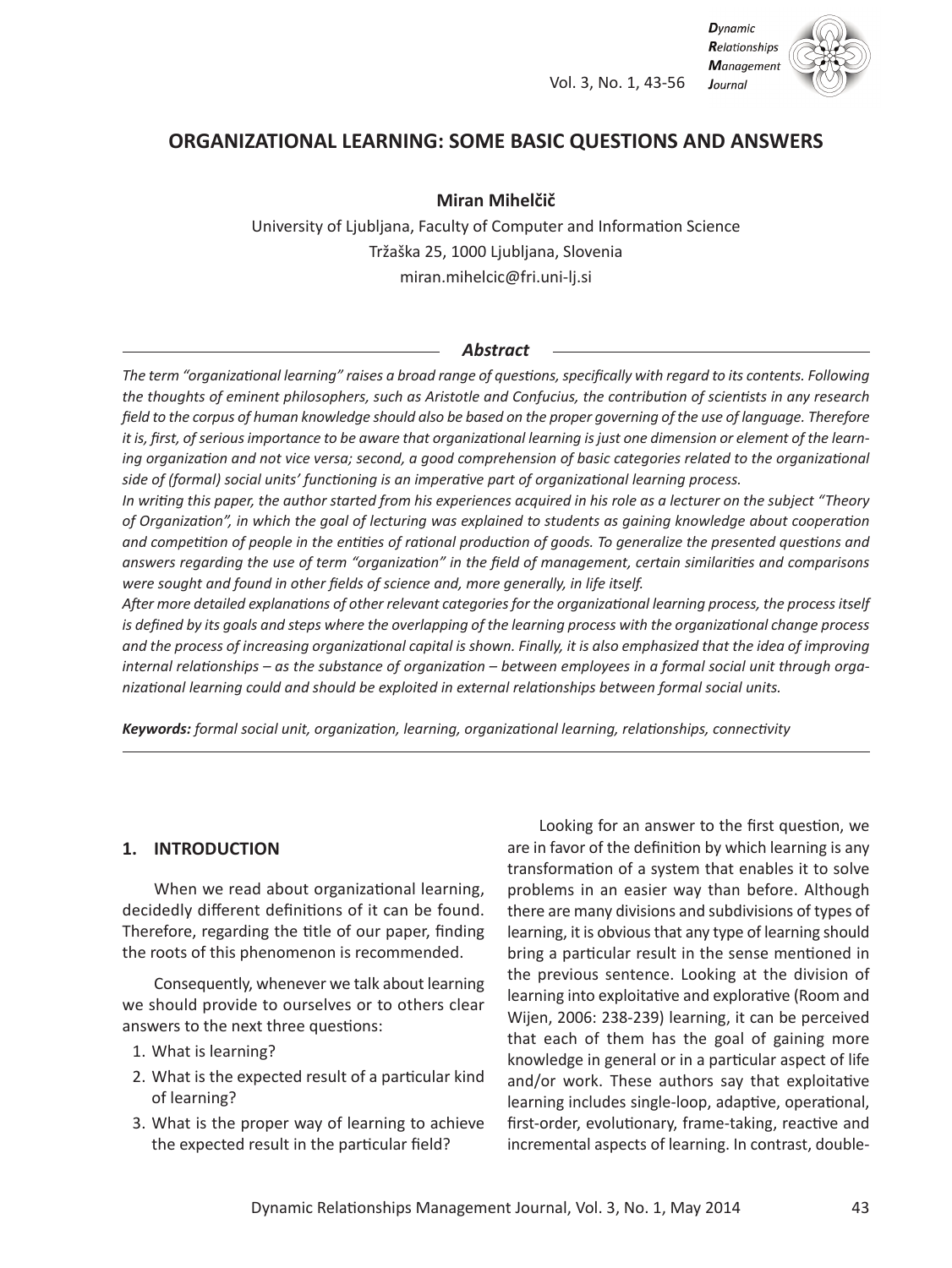# ORGANIZATIONAL LEARNING: SOME BASIC QUESTIONS AND ANSWERS

**Miran Mihelčič**

University of Ljubljana, Faculty of Computer and Information Science
Tržaška 25, 1000 Ljubljana, Slovenia
miran.mihelcic@fri.uni-lj.si

### *Abstract*

*The term "organizational learning" raises a broad range of questions, specifically with regard to its contents. Following the thoughts of eminent philosophers, such as Aristotle and Confucius, the contribution of scientists in any research field to the corpus of human knowledge should also be based on the proper governing of the use of language. Therefore it is, first, of serious importance to be aware that organizational learning is just one dimension or element of the learning organization and not vice versa; second, a good comprehension of basic categories related to the organizational side of (formal) social units' functioning is an imperative part of organizational learning process.*

*In writing this paper, the author started from his experiences acquired in his role as a lecturer on the subject "Theory of Organization", in which the goal of lecturing was explained to students as gaining knowledge about cooperation and competition of people in the entities of rational production of goods. To generalize the presented questions and answers regarding the use of term "organization" in the field of management, certain similarities and comparisons were sought and found in other fields of science and, more generally, in life itself.*

*After more detailed explanations of other relevant categories for the organizational learning process, the process itself is defined by its goals and steps where the overlapping of the learning process with the organizational change process and the process of increasing organizational capital is shown. Finally, it is also emphasized that the idea of improving internal relationships – as the substance of organization – between employees in a formal social unit through organizational learning could and should be exploited in external relationships between formal social units.*

***Keywords:*** *formal social unit, organization, learning, organizational learning, relationships, connectivity*

## 1. INTRODUCTION

When we read about organizational learning, decidedly different definitions of it can be found. Therefore, regarding the title of our paper, finding the roots of this phenomenon is recommended.

Consequently, whenever we talk about learning we should provide to ourselves or to others clear answers to the next three questions:

1. What is learning?
2. What is the expected result of a particular kind of learning?
3. What is the proper way of learning to achieve the expected result in the particular field?

Looking for an answer to the first question, we are in favor of the definition by which learning is any transformation of a system that enables it to solve problems in an easier way than before. Although there are many divisions and subdivisions of types of learning, it is obvious that any type of learning should bring a particular result in the sense mentioned in the previous sentence. Looking at the division of learning into exploitative and explorative (Room and Wijen, 2006: 238-239) learning, it can be perceived that each of them has the goal of gaining more knowledge in general or in a particular aspect of life and/or work. These authors say that exploitative learning includes single-loop, adaptive, operational, first-order, evolutionary, frame-taking, reactive and incremental aspects of learning. In contrast, double-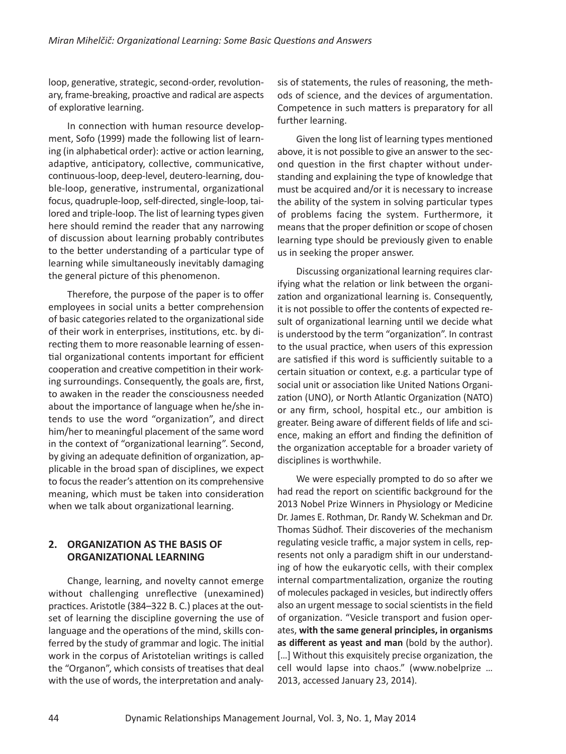loop, generative, strategic, second-order, revolutionary, frame-breaking, proactive and radical are aspects of explorative learning.

In connection with human resource development, Sofo (1999) made the following list of learning (in alphabetical order): active or action learning, adaptive, anticipatory, collective, communicative, continuous-loop, deep-level, deutero-learning, double-loop, generative, instrumental, organizational focus, quadruple-loop, self-directed, single-loop, tailored and triple-loop. The list of learning types given here should remind the reader that any narrowing of discussion about learning probably contributes to the better understanding of a particular type of learning while simultaneously inevitably damaging the general picture of this phenomenon.

Therefore, the purpose of the paper is to offer employees in social units a better comprehension of basic categories related to the organizational side of their work in enterprises, institutions, etc. by directing them to more reasonable learning of essential organizational contents important for efficient cooperation and creative competition in their working surroundings. Consequently, the goals are, first, to awaken in the reader the consciousness needed about the importance of language when he/she intends to use the word "organization", and direct him/her to meaningful placement of the same word in the context of "organizational learning". Second, by giving an adequate definition of organization, applicable in the broad span of disciplines, we expect to focus the reader's attention on its comprehensive meaning, which must be taken into consideration when we talk about organizational learning.

## 2. ORGANIZATION AS THE BASIS OF ORGANIZATIONAL LEARNING

Change, learning, and novelty cannot emerge without challenging unreflective (unexamined) practices. Aristotle (384–322 B. C.) places at the outset of learning the discipline governing the use of language and the operations of the mind, skills conferred by the study of grammar and logic. The initial work in the corpus of Aristotelian writings is called the "Organon", which consists of treatises that deal with the use of words, the interpretation and analysis of statements, the rules of reasoning, the methods of science, and the devices of argumentation. Competence in such matters is preparatory for all further learning.

Given the long list of learning types mentioned above, it is not possible to give an answer to the second question in the first chapter without understanding and explaining the type of knowledge that must be acquired and/or it is necessary to increase the ability of the system in solving particular types of problems facing the system. Furthermore, it means that the proper definition or scope of chosen learning type should be previously given to enable us in seeking the proper answer.

Discussing organizational learning requires clarifying what the relation or link between the organization and organizational learning is. Consequently, it is not possible to offer the contents of expected result of organizational learning until we decide what is understood by the term "organization". In contrast to the usual practice, when users of this expression are satisfied if this word is sufficiently suitable to a certain situation or context, e.g. a particular type of social unit or association like United Nations Organization (UNO), or North Atlantic Organization (NATO) or any firm, school, hospital etc., our ambition is greater. Being aware of different fields of life and science, making an effort and finding the definition of the organization acceptable for a broader variety of disciplines is worthwhile.

We were especially prompted to do so after we had read the report on scientific background for the 2013 Nobel Prize Winners in Physiology or Medicine Dr. James E. Rothman, Dr. Randy W. Schekman and Dr. Thomas Südhof. Their discoveries of the mechanism regulating vesicle traffic, a major system in cells, represents not only a paradigm shift in our understanding of how the eukaryotic cells, with their complex internal compartmentalization, organize the routing of molecules packaged in vesicles, but indirectly offers also an urgent message to social scientists in the field of organization. "Vesicle transport and fusion operates, **with the same general principles, in organisms as different as yeast and man** (bold by the author). […] Without this exquisitely precise organization, the cell would lapse into chaos." (www.nobelprize … 2013, accessed January 23, 2014).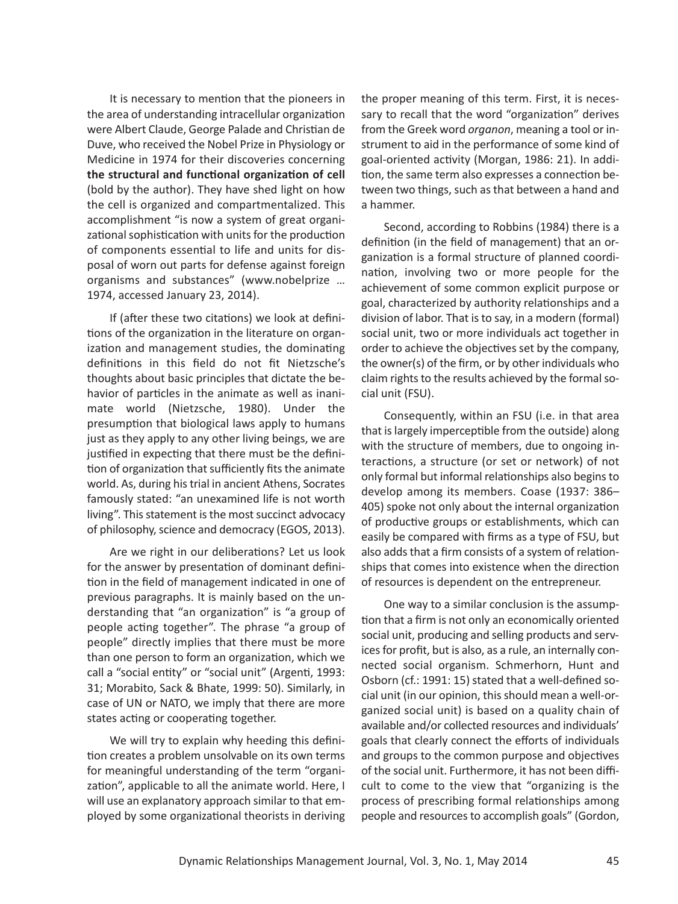It is necessary to mention that the pioneers in the area of understanding intracellular organization were Albert Claude, George Palade and Christian de Duve, who received the Nobel Prize in Physiology or Medicine in 1974 for their discoveries concerning **the structural and functional organization of cell** (bold by the author). They have shed light on how the cell is organized and compartmentalized. This accomplishment "is now a system of great organizational sophistication with units for the production of components essential to life and units for disposal of worn out parts for defense against foreign organisms and substances" (www.nobelprize … 1974, accessed January 23, 2014).

If (after these two citations) we look at definitions of the organization in the literature on organization and management studies, the dominating definitions in this field do not fit Nietzsche's thoughts about basic principles that dictate the behavior of particles in the animate as well as inanimate world (Nietzsche, 1980). Under the presumption that biological laws apply to humans just as they apply to any other living beings, we are justified in expecting that there must be the definition of organization that sufficiently fits the animate world. As, during his trial in ancient Athens, Socrates famously stated: "an unexamined life is not worth living". This statement is the most succinct advocacy of philosophy, science and democracy (EGOS, 2013).

Are we right in our deliberations? Let us look for the answer by presentation of dominant definition in the field of management indicated in one of previous paragraphs. It is mainly based on the understanding that "an organization" is "a group of people acting together". The phrase "a group of people" directly implies that there must be more than one person to form an organization, which we call a "social entity" or "social unit" (Argenti, 1993: 31; Morabito, Sack & Bhate, 1999: 50). Similarly, in case of UN or NATO, we imply that there are more states acting or cooperating together.

We will try to explain why heeding this definition creates a problem unsolvable on its own terms for meaningful understanding of the term "organization", applicable to all the animate world. Here, I will use an explanatory approach similar to that employed by some organizational theorists in deriving the proper meaning of this term. First, it is necessary to recall that the word "organization" derives from the Greek word *organon*, meaning a tool or instrument to aid in the performance of some kind of goal-oriented activity (Morgan, 1986: 21). In addition, the same term also expresses a connection between two things, such as that between a hand and a hammer.

Second, according to Robbins (1984) there is a definition (in the field of management) that an organization is a formal structure of planned coordination, involving two or more people for the achievement of some common explicit purpose or goal, characterized by authority relationships and a division of labor. That is to say, in a modern (formal) social unit, two or more individuals act together in order to achieve the objectives set by the company, the owner(s) of the firm, or by other individuals who claim rights to the results achieved by the formal social unit (FSU).

Consequently, within an FSU (i.e. in that area that is largely imperceptible from the outside) along with the structure of members, due to ongoing interactions, a structure (or set or network) of not only formal but informal relationships also begins to develop among its members. Coase (1937: 386–405) spoke not only about the internal organization of productive groups or establishments, which can easily be compared with firms as a type of FSU, but also adds that a firm consists of a system of relationships that comes into existence when the direction of resources is dependent on the entrepreneur.

One way to a similar conclusion is the assumption that a firm is not only an economically oriented social unit, producing and selling products and services for profit, but is also, as a rule, an internally connected social organism. Schmerhorn, Hunt and Osborn (cf.: 1991: 15) stated that a well-defined social unit (in our opinion, this should mean a well-organized social unit) is based on a quality chain of available and/or collected resources and individuals' goals that clearly connect the efforts of individuals and groups to the common purpose and objectives of the social unit. Furthermore, it has not been difficult to come to the view that "organizing is the process of prescribing formal relationships among people and resources to accomplish goals" (Gordon,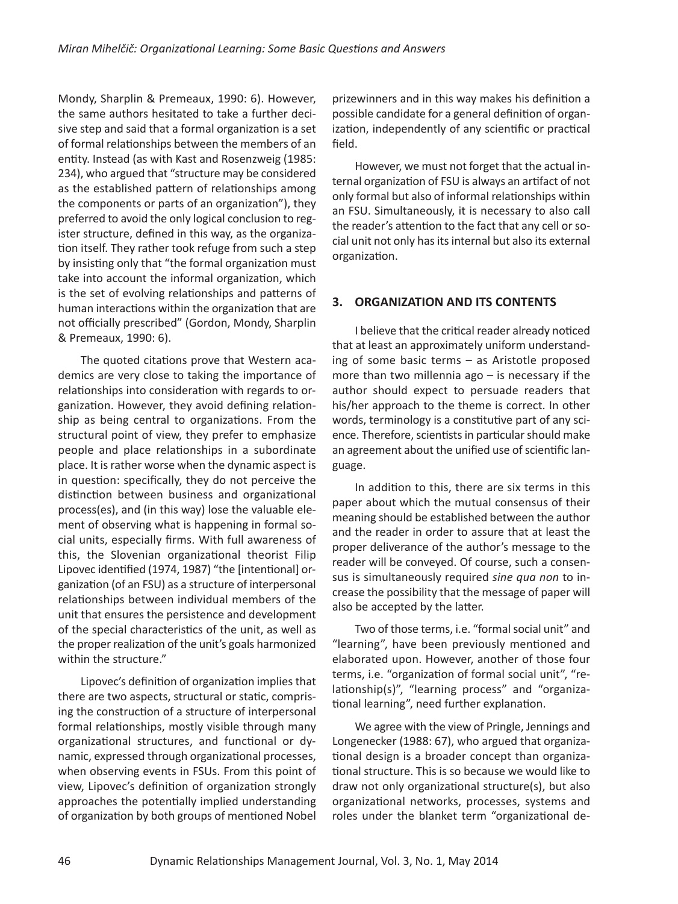Mondy, Sharplin & Premeaux, 1990: 6). However, the same authors hesitated to take a further decisive step and said that a formal organization is a set of formal relationships between the members of an entity. Instead (as with Kast and Rosenzweig (1985: 234), who argued that "structure may be considered as the established pattern of relationships among the components or parts of an organization"), they preferred to avoid the only logical conclusion to register structure, defined in this way, as the organization itself. They rather took refuge from such a step by insisting only that "the formal organization must take into account the informal organization, which is the set of evolving relationships and patterns of human interactions within the organization that are not officially prescribed" (Gordon, Mondy, Sharplin & Premeaux, 1990: 6).

The quoted citations prove that Western academics are very close to taking the importance of relationships into consideration with regards to organization. However, they avoid defining relationship as being central to organizations. From the structural point of view, they prefer to emphasize people and place relationships in a subordinate place. It is rather worse when the dynamic aspect is in question: specifically, they do not perceive the distinction between business and organizational process(es), and (in this way) lose the valuable element of observing what is happening in formal social units, especially firms. With full awareness of this, the Slovenian organizational theorist Filip Lipovec identified (1974, 1987) "the [intentional] organization (of an FSU) as a structure of interpersonal relationships between individual members of the unit that ensures the persistence and development of the special characteristics of the unit, as well as the proper realization of the unit's goals harmonized within the structure."

Lipovec's definition of organization implies that there are two aspects, structural or static, comprising the construction of a structure of interpersonal formal relationships, mostly visible through many organizational structures, and functional or dynamic, expressed through organizational processes, when observing events in FSUs. From this point of view, Lipovec's definition of organization strongly approaches the potentially implied understanding of organization by both groups of mentioned Nobel prizewinners and in this way makes his definition a possible candidate for a general definition of organization, independently of any scientific or practical field.

However, we must not forget that the actual internal organization of FSU is always an artifact of not only formal but also of informal relationships within an FSU. Simultaneously, it is necessary to also call the reader's attention to the fact that any cell or social unit not only has its internal but also its external organization.

## 3. ORGANIZATION AND ITS CONTENTS

I believe that the critical reader already noticed that at least an approximately uniform understanding of some basic terms – as Aristotle proposed more than two millennia ago – is necessary if the author should expect to persuade readers that his/her approach to the theme is correct. In other words, terminology is a constitutive part of any science. Therefore, scientists in particular should make an agreement about the unified use of scientific language.

In addition to this, there are six terms in this paper about which the mutual consensus of their meaning should be established between the author and the reader in order to assure that at least the proper deliverance of the author's message to the reader will be conveyed. Of course, such a consensus is simultaneously required *sine qua non* to increase the possibility that the message of paper will also be accepted by the latter.

Two of those terms, i.e. "formal social unit" and "learning", have been previously mentioned and elaborated upon. However, another of those four terms, i.e. "organization of formal social unit", "relationship(s)", "learning process" and "organizational learning", need further explanation.

We agree with the view of Pringle, Jennings and Longenecker (1988: 67), who argued that organizational design is a broader concept than organizational structure. This is so because we would like to draw not only organizational structure(s), but also organizational networks, processes, systems and roles under the blanket term "organizational de-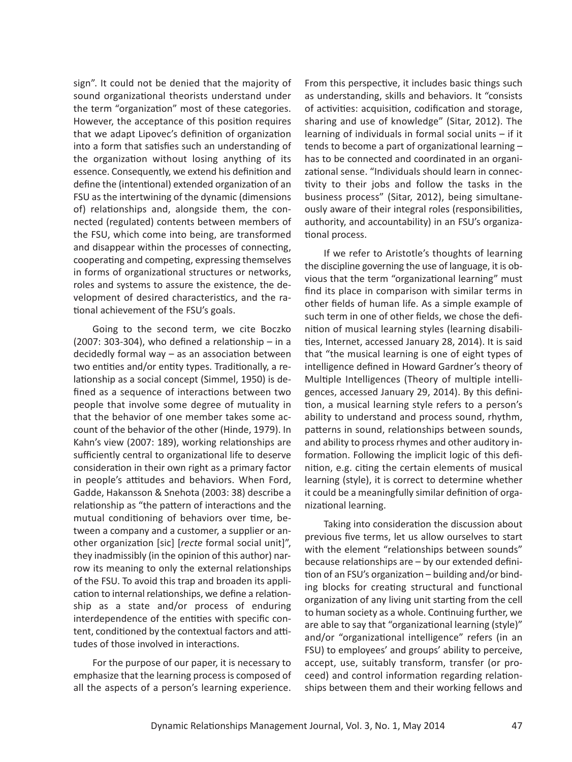sign". It could not be denied that the majority of sound organizational theorists understand under the term "organization" most of these categories. However, the acceptance of this position requires that we adapt Lipovec's definition of organization into a form that satisfies such an understanding of the organization without losing anything of its essence. Consequently, we extend his definition and define the (intentional) extended organization of an FSU as the intertwining of the dynamic (dimensions of) relationships and, alongside them, the connected (regulated) contents between members of the FSU, which come into being, are transformed and disappear within the processes of connecting, cooperating and competing, expressing themselves in forms of organizational structures or networks, roles and systems to assure the existence, the development of desired characteristics, and the rational achievement of the FSU's goals.

Going to the second term, we cite Boczko (2007: 303-304), who defined a relationship – in a decidedly formal way – as an association between two entities and/or entity types. Traditionally, a relationship as a social concept (Simmel, 1950) is defined as a sequence of interactions between two people that involve some degree of mutuality in that the behavior of one member takes some account of the behavior of the other (Hinde, 1979). In Kahn's view (2007: 189), working relationships are sufficiently central to organizational life to deserve consideration in their own right as a primary factor in people's attitudes and behaviors. When Ford, Gadde, Hakansson & Snehota (2003: 38) describe a relationship as "the pattern of interactions and the mutual conditioning of behaviors over time, between a company and a customer, a supplier or another organization [sic] [*recte* formal social unit]", they inadmissibly (in the opinion of this author) narrow its meaning to only the external relationships of the FSU. To avoid this trap and broaden its application to internal relationships, we define a relationship as a state and/or process of enduring interdependence of the entities with specific content, conditioned by the contextual factors and attitudes of those involved in interactions.

For the purpose of our paper, it is necessary to emphasize that the learning process is composed of all the aspects of a person's learning experience. From this perspective, it includes basic things such as understanding, skills and behaviors. It "consists of activities: acquisition, codification and storage, sharing and use of knowledge" (Sitar, 2012). The learning of individuals in formal social units – if it tends to become a part of organizational learning – has to be connected and coordinated in an organizational sense. "Individuals should learn in connectivity to their jobs and follow the tasks in the business process" (Sitar, 2012), being simultaneously aware of their integral roles (responsibilities, authority, and accountability) in an FSU's organizational process.

If we refer to Aristotle's thoughts of learning the discipline governing the use of language, it is obvious that the term "organizational learning" must find its place in comparison with similar terms in other fields of human life. As a simple example of such term in one of other fields, we chose the definition of musical learning styles (learning disabilities, Internet, accessed January 28, 2014). It is said that "the musical learning is one of eight types of intelligence defined in Howard Gardner's theory of Multiple Intelligences (Theory of multiple intelligences, accessed January 29, 2014). By this definition, a musical learning style refers to a person's ability to understand and process sound, rhythm, patterns in sound, relationships between sounds, and ability to process rhymes and other auditory information. Following the implicit logic of this definition, e.g. citing the certain elements of musical learning (style), it is correct to determine whether it could be a meaningfully similar definition of organizational learning.

Taking into consideration the discussion about previous five terms, let us allow ourselves to start with the element "relationships between sounds" because relationships are – by our extended definition of an FSU's organization – building and/or binding blocks for creating structural and functional organization of any living unit starting from the cell to human society as a whole. Continuing further, we are able to say that "organizational learning (style)" and/or "organizational intelligence" refers (in an FSU) to employees' and groups' ability to perceive, accept, use, suitably transform, transfer (or proceed) and control information regarding relationships between them and their working fellows and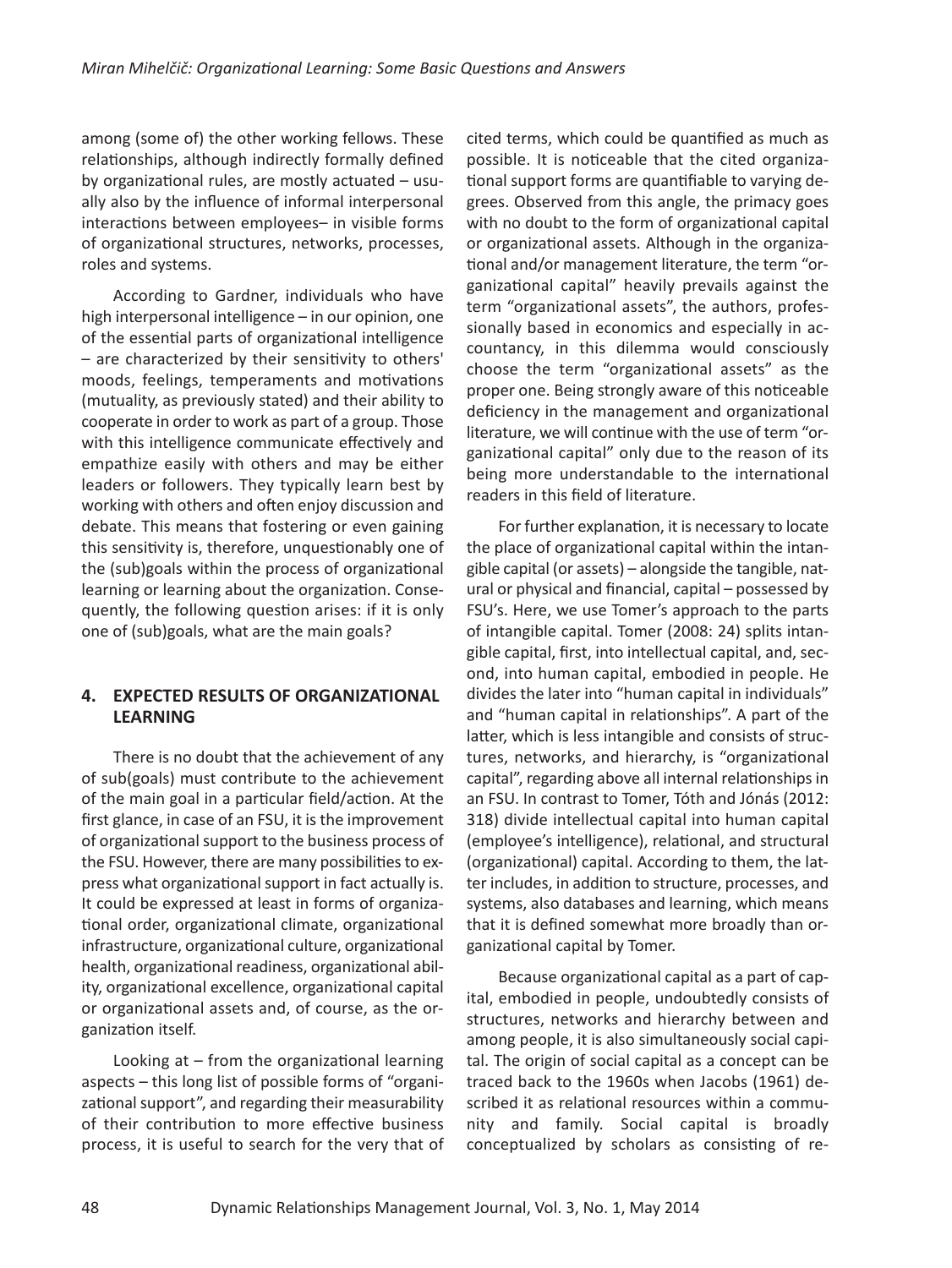among (some of) the other working fellows. These relationships, although indirectly formally defined by organizational rules, are mostly actuated – usually also by the influence of informal interpersonal interactions between employees– in visible forms of organizational structures, networks, processes, roles and systems.

According to Gardner, individuals who have high interpersonal intelligence – in our opinion, one of the essential parts of organizational intelligence – are characterized by their sensitivity to others' moods, feelings, temperaments and motivations (mutuality, as previously stated) and their ability to cooperate in order to work as part of a group. Those with this intelligence communicate effectively and empathize easily with others and may be either leaders or followers. They typically learn best by working with others and often enjoy discussion and debate. This means that fostering or even gaining this sensitivity is, therefore, unquestionably one of the (sub)goals within the process of organizational learning or learning about the organization. Consequently, the following question arises: if it is only one of (sub)goals, what are the main goals?

## 4. EXPECTED RESULTS OF ORGANIZATIONAL LEARNING

There is no doubt that the achievement of any of sub(goals) must contribute to the achievement of the main goal in a particular field/action. At the first glance, in case of an FSU, it is the improvement of organizational support to the business process of the FSU. However, there are many possibilities to express what organizational support in fact actually is. It could be expressed at least in forms of organizational order, organizational climate, organizational infrastructure, organizational culture, organizational health, organizational readiness, organizational ability, organizational excellence, organizational capital or organizational assets and, of course, as the organization itself.

Looking at – from the organizational learning aspects – this long list of possible forms of "organizational support", and regarding their measurability of their contribution to more effective business process, it is useful to search for the very that of cited terms, which could be quantified as much as possible. It is noticeable that the cited organizational support forms are quantifiable to varying degrees. Observed from this angle, the primacy goes with no doubt to the form of organizational capital or organizational assets. Although in the organizational and/or management literature, the term "organizational capital" heavily prevails against the term "organizational assets", the authors, professionally based in economics and especially in accountancy, in this dilemma would consciously choose the term "organizational assets" as the proper one. Being strongly aware of this noticeable deficiency in the management and organizational literature, we will continue with the use of term "organizational capital" only due to the reason of its being more understandable to the international readers in this field of literature.

For further explanation, it is necessary to locate the place of organizational capital within the intangible capital (or assets) – alongside the tangible, natural or physical and financial, capital – possessed by FSU's. Here, we use Tomer's approach to the parts of intangible capital. Tomer (2008: 24) splits intangible capital, first, into intellectual capital, and, second, into human capital, embodied in people. He divides the later into "human capital in individuals" and "human capital in relationships". A part of the latter, which is less intangible and consists of structures, networks, and hierarchy, is "organizational capital", regarding above all internal relationships in an FSU. In contrast to Tomer, Tóth and Jónás (2012: 318) divide intellectual capital into human capital (employee's intelligence), relational, and structural (organizational) capital. According to them, the latter includes, in addition to structure, processes, and systems, also databases and learning, which means that it is defined somewhat more broadly than organizational capital by Tomer.

Because organizational capital as a part of capital, embodied in people, undoubtedly consists of structures, networks and hierarchy between and among people, it is also simultaneously social capital. The origin of social capital as a concept can be traced back to the 1960s when Jacobs (1961) described it as relational resources within a community and family. Social capital is broadly conceptualized by scholars as consisting of re-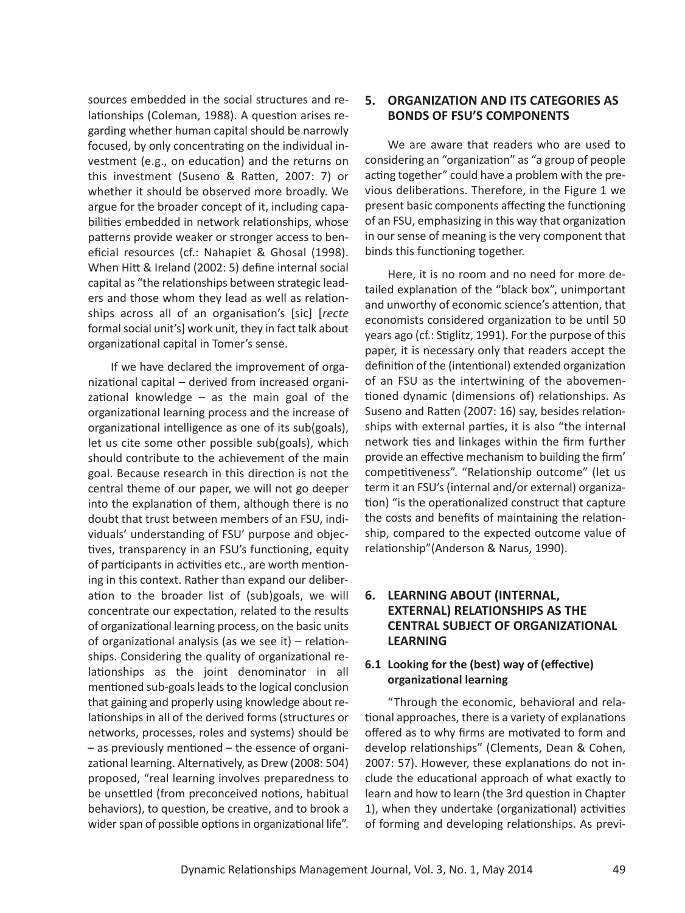sources embedded in the social structures and relationships (Coleman, 1988). A question arises regarding whether human capital should be narrowly focused, by only concentrating on the individual investment (e.g., on education) and the returns on this investment (Suseno & Ratten, 2007: 7) or whether it should be observed more broadly. We argue for the broader concept of it, including capabilities embedded in network relationships, whose patterns provide weaker or stronger access to beneficial resources (cf.: Nahapiet & Ghosal (1998). When Hitt & Ireland (2002: 5) define internal social capital as "the relationships between strategic leaders and those whom they lead as well as relationships across all of an organisation's [sic] [*recte* formal social unit's] work unit, they in fact talk about organizational capital in Tomer's sense.

If we have declared the improvement of organizational capital – derived from increased organizational knowledge – as the main goal of the organizational learning process and the increase of organizational intelligence as one of its sub(goals), let us cite some other possible sub(goals), which should contribute to the achievement of the main goal. Because research in this direction is not the central theme of our paper, we will not go deeper into the explanation of them, although there is no doubt that trust between members of an FSU, individuals' understanding of FSU' purpose and objectives, transparency in an FSU's functioning, equity of participants in activities etc., are worth mentioning in this context. Rather than expand our deliberation to the broader list of (sub)goals, we will concentrate our expectation, related to the results of organizational learning process, on the basic units of organizational analysis (as we see it) – relationships. Considering the quality of organizational relationships as the joint denominator in all mentioned sub-goals leads to the logical conclusion that gaining and properly using knowledge about relationships in all of the derived forms (structures or networks, processes, roles and systems) should be – as previously mentioned – the essence of organizational learning. Alternatively, as Drew (2008: 504) proposed, "real learning involves preparedness to be unsettled (from preconceived notions, habitual behaviors), to question, be creative, and to brook a wider span of possible options in organizational life".

## 5. ORGANIZATION AND ITS CATEGORIES AS BONDS OF FSU'S COMPONENTS

We are aware that readers who are used to considering an "organization" as "a group of people acting together" could have a problem with the previous deliberations. Therefore, in the Figure 1 we present basic components affecting the functioning of an FSU, emphasizing in this way that organization in our sense of meaning is the very component that binds this functioning together.

Here, it is no room and no need for more detailed explanation of the "black box", unimportant and unworthy of economic science's attention, that economists considered organization to be until 50 years ago (cf.: Stiglitz, 1991). For the purpose of this paper, it is necessary only that readers accept the definition of the (intentional) extended organization of an FSU as the intertwining of the abovementioned dynamic (dimensions of) relationships. As Suseno and Ratten (2007: 16) say, besides relationships with external parties, it is also "the internal network ties and linkages within the firm further provide an effective mechanism to building the firm' competitiveness". "Relationship outcome" (let us term it an FSU's (internal and/or external) organization) "is the operationalized construct that capture the costs and benefits of maintaining the relationship, compared to the expected outcome value of relationship"(Anderson & Narus, 1990).

## 6. LEARNING ABOUT (INTERNAL, EXTERNAL) RELATIONSHIPS AS THE CENTRAL SUBJECT OF ORGANIZATIONAL LEARNING

### 6.1 Looking for the (best) way of (effective) organizational learning

"Through the economic, behavioral and relational approaches, there is a variety of explanations offered as to why firms are motivated to form and develop relationships" (Clements, Dean & Cohen, 2007: 57). However, these explanations do not include the educational approach of what exactly to learn and how to learn (the 3rd question in Chapter 1), when they undertake (organizational) activities of forming and developing relationships. As previ-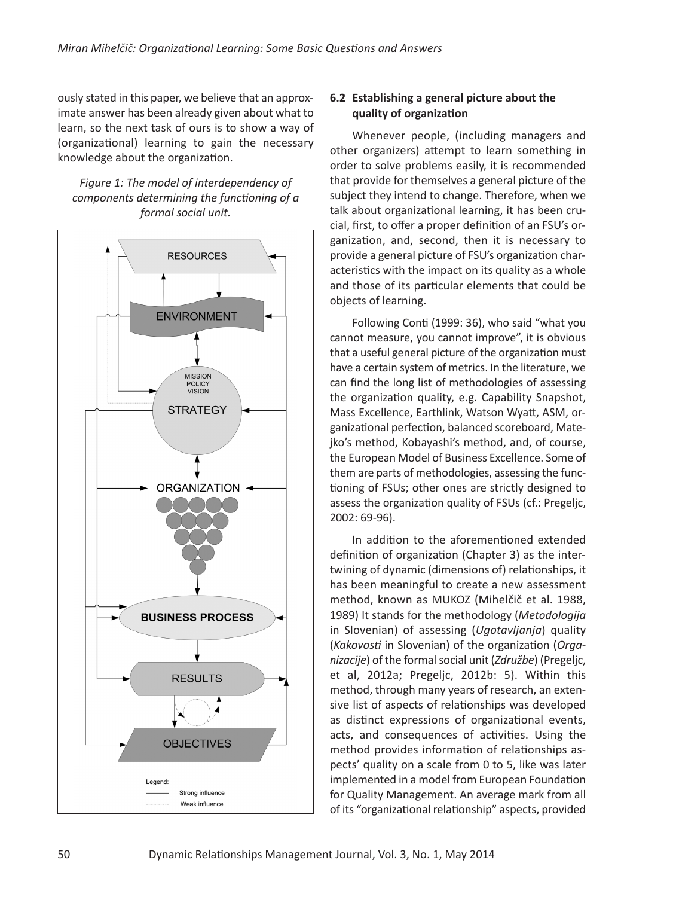ously stated in this paper, we believe that an approximate answer has been already given about what to learn, so the next task of ours is to show a way of (organizational) learning to gain the necessary knowledge about the organization.

*Figure 1: The model of interdependency of components determining the functioning of a formal social unit.*

## 6.2 Establishing a general picture about the quality of organization

Whenever people, (including managers and other organizers) attempt to learn something in order to solve problems easily, it is recommended that provide for themselves a general picture of the subject they intend to change. Therefore, when we talk about organizational learning, it has been crucial, first, to offer a proper definition of an FSU's organization, and, second, then it is necessary to provide a general picture of FSU's organization characteristics with the impact on its quality as a whole and those of its particular elements that could be objects of learning.

Following Conti (1999: 36), who said "what you cannot measure, you cannot improve", it is obvious that a useful general picture of the organization must have a certain system of metrics. In the literature, we can find the long list of methodologies of assessing the organization quality, e.g. Capability Snapshot, Mass Excellence, Earthlink, Watson Wyatt, ASM, organizational perfection, balanced scoreboard, Matejko's method, Kobayashi's method, and, of course, the European Model of Business Excellence. Some of them are parts of methodologies, assessing the functioning of FSUs; other ones are strictly designed to assess the organization quality of FSUs (cf.: Pregeljc, 2002: 69-96).

In addition to the aforementioned extended definition of organization (Chapter 3) as the intertwining of dynamic (dimensions of) relationships, it has been meaningful to create a new assessment method, known as MUKOZ (Mihelčič et al. 1988, 1989) It stands for the methodology (*Metodologija* in Slovenian) of assessing (*Ugotavljanja*) quality (*Kakovosti* in Slovenian) of the organization (*Organizacije*) of the formal social unit (*Združbe*) (Pregeljc, et al, 2012a; Pregeljc, 2012b: 5). Within this method, through many years of research, an extensive list of aspects of relationships was developed as distinct expressions of organizational events, acts, and consequences of activities. Using the method provides information of relationships aspects' quality on a scale from 0 to 5, like was later implemented in a model from European Foundation for Quality Management. An average mark from all of its "organizational relationship" aspects, provided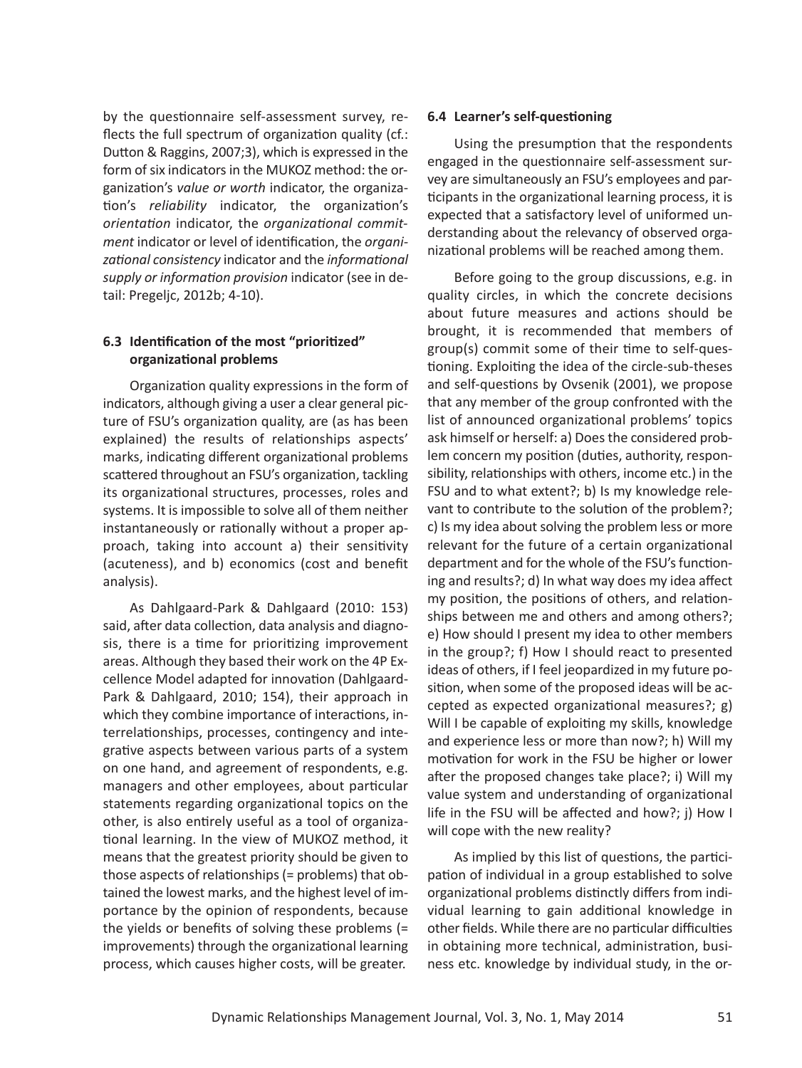by the questionnaire self-assessment survey, reflects the full spectrum of organization quality (cf.: Dutton & Raggins, 2007;3), which is expressed in the form of six indicators in the MUKOZ method: the organization's *value or worth* indicator, the organization's *reliability* indicator, the organization's *orientation* indicator, the *organizational commitment* indicator or level of identification, the *organizational consistency* indicator and the *informational supply or information provision* indicator (see in detail: Pregeljc, 2012b; 4-10).

### 6.3 Identification of the most "prioritized" organizational problems

Organization quality expressions in the form of indicators, although giving a user a clear general picture of FSU's organization quality, are (as has been explained) the results of relationships aspects' marks, indicating different organizational problems scattered throughout an FSU's organization, tackling its organizational structures, processes, roles and systems. It is impossible to solve all of them neither instantaneously or rationally without a proper approach, taking into account a) their sensitivity (acuteness), and b) economics (cost and benefit analysis).

As Dahlgaard-Park & Dahlgaard (2010: 153) said, after data collection, data analysis and diagnosis, there is a time for prioritizing improvement areas. Although they based their work on the 4P Excellence Model adapted for innovation (Dahlgaard-Park & Dahlgaard, 2010; 154), their approach in which they combine importance of interactions, interrelationships, processes, contingency and integrative aspects between various parts of a system on one hand, and agreement of respondents, e.g. managers and other employees, about particular statements regarding organizational topics on the other, is also entirely useful as a tool of organizational learning. In the view of MUKOZ method, it means that the greatest priority should be given to those aspects of relationships (= problems) that obtained the lowest marks, and the highest level of importance by the opinion of respondents, because the yields or benefits of solving these problems (= improvements) through the organizational learning process, which causes higher costs, will be greater.

### 6.4 Learner's self-questioning

Using the presumption that the respondents engaged in the questionnaire self-assessment survey are simultaneously an FSU's employees and participants in the organizational learning process, it is expected that a satisfactory level of uniformed understanding about the relevancy of observed organizational problems will be reached among them.

Before going to the group discussions, e.g. in quality circles, in which the concrete decisions about future measures and actions should be brought, it is recommended that members of group(s) commit some of their time to self-questioning. Exploiting the idea of the circle-sub-theses and self-questions by Ovsenik (2001), we propose that any member of the group confronted with the list of announced organizational problems' topics ask himself or herself: a) Does the considered problem concern my position (duties, authority, responsibility, relationships with others, income etc.) in the FSU and to what extent?; b) Is my knowledge relevant to contribute to the solution of the problem?; c) Is my idea about solving the problem less or more relevant for the future of a certain organizational department and for the whole of the FSU's functioning and results?; d) In what way does my idea affect my position, the positions of others, and relationships between me and others and among others?; e) How should I present my idea to other members in the group?; f) How I should react to presented ideas of others, if I feel jeopardized in my future position, when some of the proposed ideas will be accepted as expected organizational measures?; g) Will I be capable of exploiting my skills, knowledge and experience less or more than now?; h) Will my motivation for work in the FSU be higher or lower after the proposed changes take place?; i) Will my value system and understanding of organizational life in the FSU will be affected and how?; j) How I will cope with the new reality?

As implied by this list of questions, the participation of individual in a group established to solve organizational problems distinctly differs from individual learning to gain additional knowledge in other fields. While there are no particular difficulties in obtaining more technical, administration, business etc. knowledge by individual study, in the or-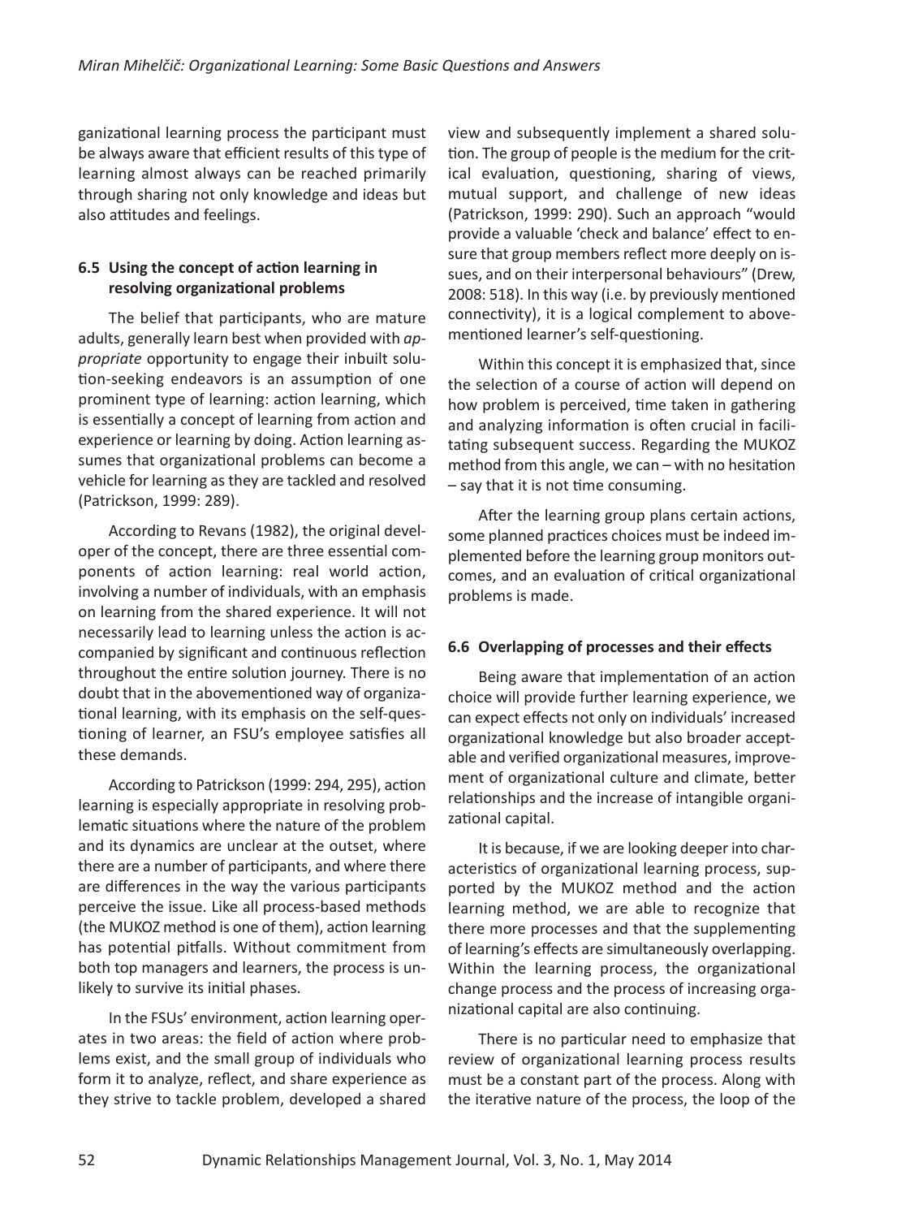ganizational learning process the participant must be always aware that efficient results of this type of learning almost always can be reached primarily through sharing not only knowledge and ideas but also attitudes and feelings.

### 6.5 Using the concept of action learning in resolving organizational problems

The belief that participants, who are mature adults, generally learn best when provided with *appropriate* opportunity to engage their inbuilt solution-seeking endeavors is an assumption of one prominent type of learning: action learning, which is essentially a concept of learning from action and experience or learning by doing. Action learning assumes that organizational problems can become a vehicle for learning as they are tackled and resolved (Patrickson, 1999: 289).

According to Revans (1982), the original developer of the concept, there are three essential components of action learning: real world action, involving a number of individuals, with an emphasis on learning from the shared experience. It will not necessarily lead to learning unless the action is accompanied by significant and continuous reflection throughout the entire solution journey. There is no doubt that in the abovementioned way of organizational learning, with its emphasis on the self-questioning of learner, an FSU's employee satisfies all these demands.

According to Patrickson (1999: 294, 295), action learning is especially appropriate in resolving problematic situations where the nature of the problem and its dynamics are unclear at the outset, where there are a number of participants, and where there are differences in the way the various participants perceive the issue. Like all process-based methods (the MUKOZ method is one of them), action learning has potential pitfalls. Without commitment from both top managers and learners, the process is unlikely to survive its initial phases.

In the FSUs' environment, action learning operates in two areas: the field of action where problems exist, and the small group of individuals who form it to analyze, reflect, and share experience as they strive to tackle problem, developed a shared view and subsequently implement a shared solution. The group of people is the medium for the critical evaluation, questioning, sharing of views, mutual support, and challenge of new ideas (Patrickson, 1999: 290). Such an approach "would provide a valuable 'check and balance' effect to ensure that group members reflect more deeply on issues, and on their interpersonal behaviours" (Drew, 2008: 518). In this way (i.e. by previously mentioned connectivity), it is a logical complement to abovementioned learner's self-questioning.

Within this concept it is emphasized that, since the selection of a course of action will depend on how problem is perceived, time taken in gathering and analyzing information is often crucial in facilitating subsequent success. Regarding the MUKOZ method from this angle, we can – with no hesitation – say that it is not time consuming.

After the learning group plans certain actions, some planned practices choices must be indeed implemented before the learning group monitors outcomes, and an evaluation of critical organizational problems is made.

### 6.6 Overlapping of processes and their effects

Being aware that implementation of an action choice will provide further learning experience, we can expect effects not only on individuals' increased organizational knowledge but also broader acceptable and verified organizational measures, improvement of organizational culture and climate, better relationships and the increase of intangible organizational capital.

It is because, if we are looking deeper into characteristics of organizational learning process, supported by the MUKOZ method and the action learning method, we are able to recognize that there more processes and that the supplementing of learning's effects are simultaneously overlapping. Within the learning process, the organizational change process and the process of increasing organizational capital are also continuing.

There is no particular need to emphasize that review of organizational learning process results must be a constant part of the process. Along with the iterative nature of the process, the loop of the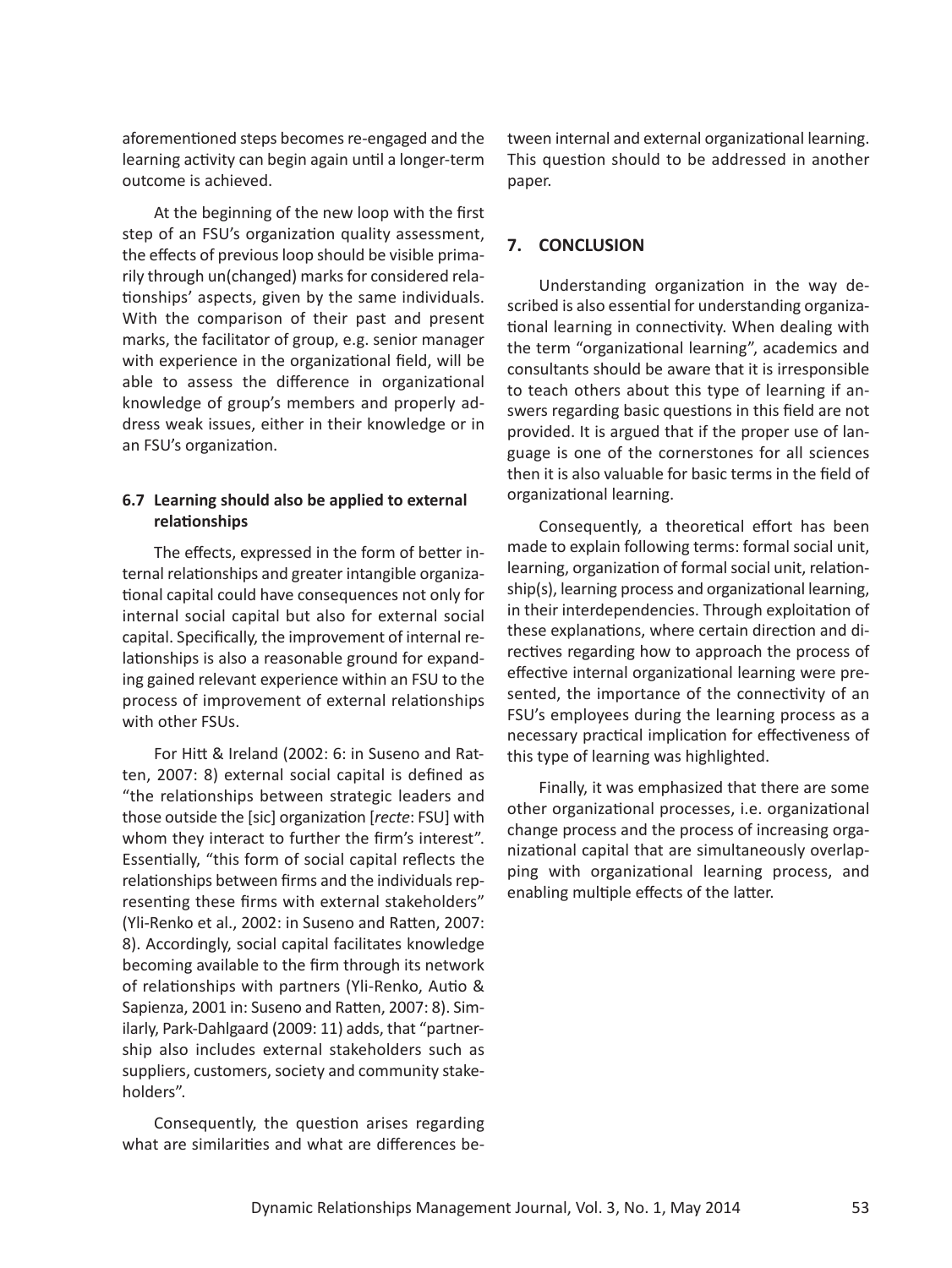aforementioned steps becomes re-engaged and the learning activity can begin again until a longer-term outcome is achieved.

At the beginning of the new loop with the first step of an FSU's organization quality assessment, the effects of previous loop should be visible primarily through un(changed) marks for considered relationships' aspects, given by the same individuals. With the comparison of their past and present marks, the facilitator of group, e.g. senior manager with experience in the organizational field, will be able to assess the difference in organizational knowledge of group's members and properly address weak issues, either in their knowledge or in an FSU's organization.

### 6.7 Learning should also be applied to external relationships

The effects, expressed in the form of better internal relationships and greater intangible organizational capital could have consequences not only for internal social capital but also for external social capital. Specifically, the improvement of internal relationships is also a reasonable ground for expanding gained relevant experience within an FSU to the process of improvement of external relationships with other FSUs.

For Hitt & Ireland (2002: 6: in Suseno and Ratten, 2007: 8) external social capital is defined as "the relationships between strategic leaders and those outside the [sic] organization [*recte*: FSU] with whom they interact to further the firm's interest". Essentially, "this form of social capital reflects the relationships between firms and the individuals representing these firms with external stakeholders" (Yli-Renko et al., 2002: in Suseno and Ratten, 2007: 8). Accordingly, social capital facilitates knowledge becoming available to the firm through its network of relationships with partners (Yli-Renko, Autio & Sapienza, 2001 in: Suseno and Ratten, 2007: 8). Similarly, Park-Dahlgaard (2009: 11) adds, that "partnership also includes external stakeholders such as suppliers, customers, society and community stakeholders".

Consequently, the question arises regarding what are similarities and what are differences between internal and external organizational learning. This question should to be addressed in another paper.

## 7. CONCLUSION

Understanding organization in the way described is also essential for understanding organizational learning in connectivity. When dealing with the term "organizational learning", academics and consultants should be aware that it is irresponsible to teach others about this type of learning if answers regarding basic questions in this field are not provided. It is argued that if the proper use of language is one of the cornerstones for all sciences then it is also valuable for basic terms in the field of organizational learning.

Consequently, a theoretical effort has been made to explain following terms: formal social unit, learning, organization of formal social unit, relationship(s), learning process and organizational learning, in their interdependencies. Through exploitation of these explanations, where certain direction and directives regarding how to approach the process of effective internal organizational learning were presented, the importance of the connectivity of an FSU's employees during the learning process as a necessary practical implication for effectiveness of this type of learning was highlighted.

Finally, it was emphasized that there are some other organizational processes, i.e. organizational change process and the process of increasing organizational capital that are simultaneously overlapping with organizational learning process, and enabling multiple effects of the latter.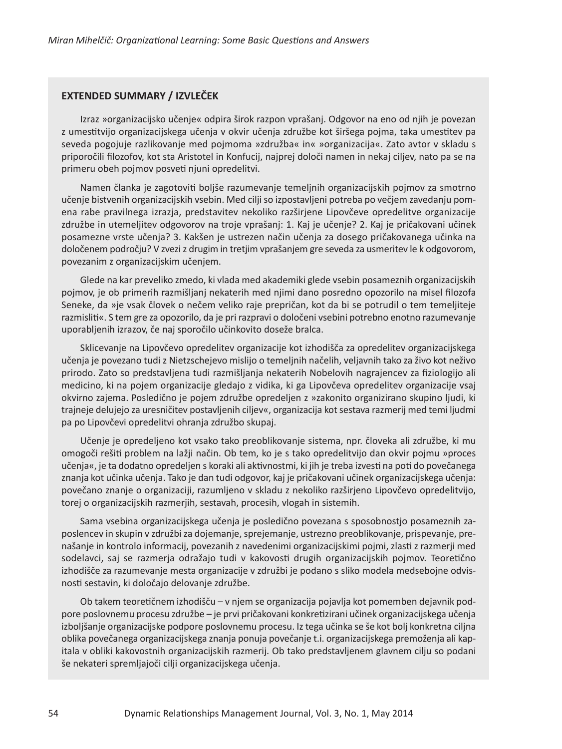## EXTENDED SUMMARY / IZVLEČEK

Izraz »organizacijsko učenje« odpira širok razpon vprašanj. Odgovor na eno od njih je povezan z umestitvijo organizacijskega učenja v okvir učenja združbe kot širšega pojma, taka umestitev pa seveda pogojuje razlikovanje med pojmoma »združba« in« »organizacija«. Zato avtor v skladu s priporočili filozofov, kot sta Aristotel in Konfucij, najprej določi namen in nekaj ciljev, nato pa se na primeru obeh pojmov posveti njuni opredelitvi.

Namen članka je zagotoviti boljše razumevanje temeljnih organizacijskih pojmov za smotrno učenje bistvenih organizacijskih vsebin. Med cilji so izpostavljeni potreba po večjem zavedanju pomena rabe pravilnega izrazja, predstavitev nekoliko razširjene Lipovčeve opredelitve organizacije združbe in utemeljitev odgovorov na troje vprašanj: 1. Kaj je učenje? 2. Kaj je pričakovani učinek posamezne vrste učenja? 3. Kakšen je ustrezen način učenja za dosego pričakovanega učinka na določenem področju? V zvezi z drugim in tretjim vprašanjem gre seveda za usmeritev le k odgovorom, povezanim z organizacijskim učenjem.

Glede na kar preveliko zmedo, ki vlada med akademiki glede vsebin posameznih organizacijskih pojmov, je ob primerih razmišljanj nekaterih med njimi dano posredno opozorilo na misel filozofa Seneke, da »je vsak človek o nečem veliko raje prepričan, kot da bi se potrudil o tem temeljiteje razmisliti«. S tem gre za opozorilo, da je pri razpravi o določeni vsebini potrebno enotno razumevanje uporabljenih izrazov, če naj sporočilo učinkovito doseže bralca.

Sklicevanje na Lipovčevo opredelitev organizacije kot izhodišča za opredelitev organizacijskega učenja je povezano tudi z Nietzschejevo mislijo o temeljnih načelih, veljavnih tako za živo kot neživo prirodo. Zato so predstavljena tudi razmišljanja nekaterih Nobelovih nagrajencev za fiziologijo ali medicino, ki na pojem organizacije gledajo z vidika, ki ga Lipovčeva opredelitev organizacije vsaj okvirno zajema. Posledično je pojem združbe opredeljen z »zakonito organizirano skupino ljudi, ki trajneje delujejo za uresničitev postavljenih ciljev«, organizacija kot sestava razmerij med temi ljudmi pa po Lipovčevi opredelitvi ohranja združbo skupaj.

Učenje je opredeljeno kot vsako tako preoblikovanje sistema, npr. človeka ali združbe, ki mu omogoči rešiti problem na lažji način. Ob tem, ko je s tako opredelitvijo dan okvir pojmu »proces učenja«, je ta dodatno opredeljen s koraki ali aktivnostmi, ki jih je treba izvesti na poti do povečanega znanja kot učinka učenja. Tako je dan tudi odgovor, kaj je pričakovani učinek organizacijskega učenja: povečano znanje o organizaciji, razumljeno v skladu z nekoliko razširjeno Lipovčevo opredelitvijo, torej o organizacijskih razmerjih, sestavah, procesih, vlogah in sistemih.

Sama vsebina organizacijskega učenja je posledično povezana s sposobnostjo posameznih zaposlencev in skupin v združbi za dojemanje, sprejemanje, ustrezno preoblikovanje, prispevanje, prenašanje in kontrolo informacij, povezanih z navedenimi organizacijskimi pojmi, zlasti z razmerji med sodelavci, saj se razmerja odražajo tudi v kakovosti drugih organizacijskih pojmov. Teoretično izhodišče za razumevanje mesta organizacije v združbi je podano s sliko modela medsebojne odvisnosti sestavin, ki določajo delovanje združbe.

Ob takem teoretičnem izhodišču – v njem se organizacija pojavlja kot pomemben dejavnik podpore poslovnemu procesu združbe – je prvi pričakovani konkretizirani učinek organizacijskega učenja izboljšanje organizacijske podpore poslovnemu procesu. Iz tega učinka se še kot bolj konkretna ciljna oblika povečanega organizacijskega znanja ponuja povečanje t.i. organizacijskega premoženja ali kapitala v obliki kakovostnih organizacijskih razmerij. Ob tako predstavljenem glavnem cilju so podani še nekateri spremljajoči cilji organizacijskega učenja.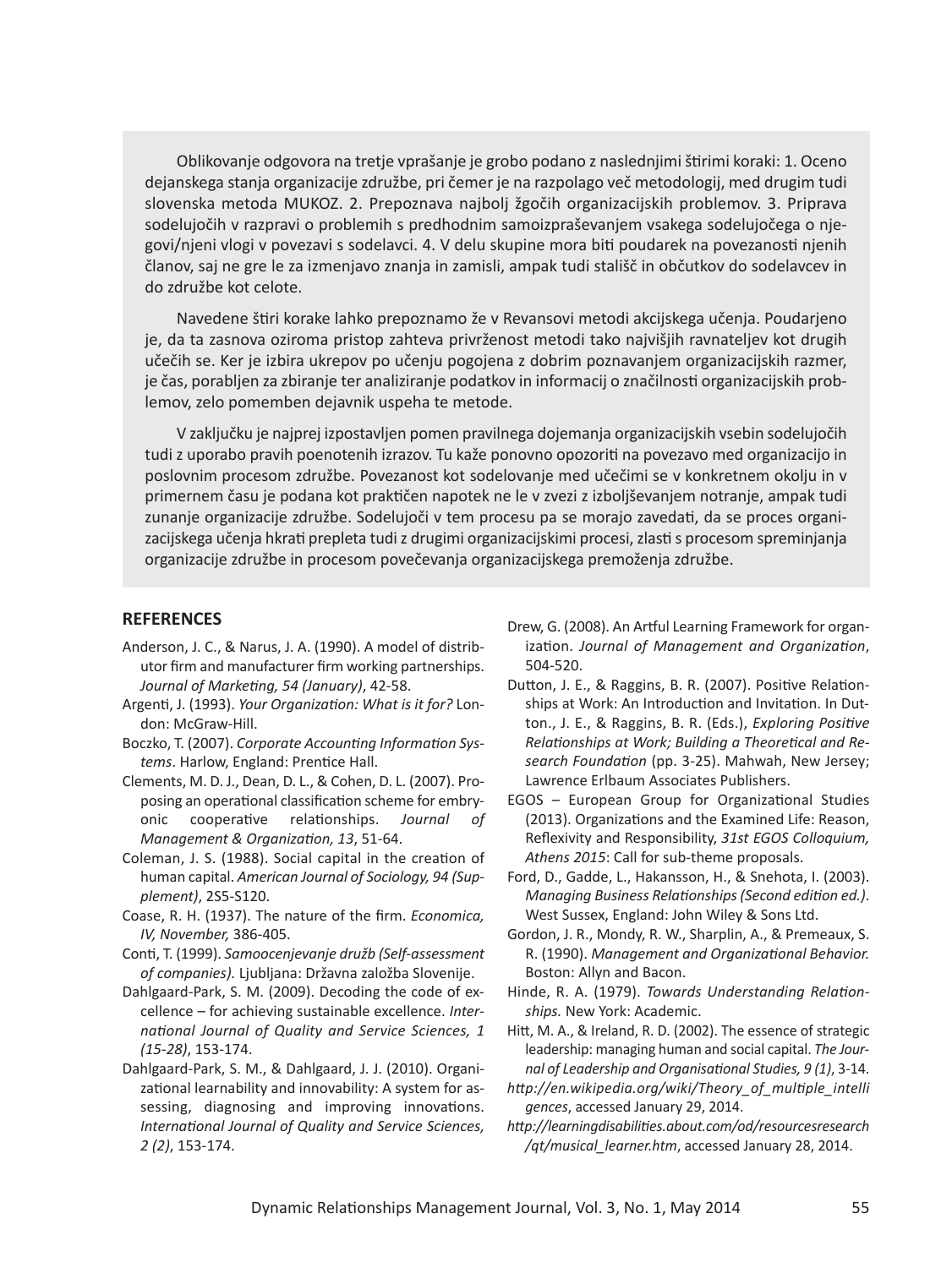Oblikovanje odgovora na tretje vprašanje je grobo podano z naslednjimi štirimi koraki: 1. Oceno dejanskega stanja organizacije združbe, pri čemer je na razpolago več metodologij, med drugim tudi slovenska metoda MUKOZ. 2. Prepoznava najbolj žgočih organizacijskih problemov. 3. Priprava sodelujočih v razpravi o problemih s predhodnim samoizpraševanjem vsakega sodelujočega o njegovi/njeni vlogi v povezavi s sodelavci. 4. V delu skupine mora biti poudarek na povezanosti njenih članov, saj ne gre le za izmenjavo znanja in zamisli, ampak tudi stališč in občutkov do sodelavcev in do združbe kot celote.

Navedene štiri korake lahko prepoznamo že v Revansovi metodi akcijskega učenja. Poudarjeno je, da ta zasnova oziroma pristop zahteva privrženost metodi tako najvišjih ravnateljev kot drugih učečih se. Ker je izbira ukrepov po učenju pogojena z dobrim poznavanjem organizacijskih razmer, je čas, porabljen za zbiranje ter analiziranje podatkov in informacij o značilnosti organizacijskih problemov, zelo pomemben dejavnik uspeha te metode.

V zaključku je najprej izpostavljen pomen pravilnega dojemanja organizacijskih vsebin sodelujočih tudi z uporabo pravih poenotenih izrazov. Tu kaže ponovno opozoriti na povezavo med organizacijo in poslovnim procesom združbe. Povezanost kot sodelovanje med učečimi se v konkretnem okolju in v primernem času je podana kot praktičen napotek ne le v zvezi z izboljševanjem notranje, ampak tudi zunanje organizacije združbe. Sodelujoči v tem procesu pa se morajo zavedati, da se proces organizacijskega učenja hkrati prepleta tudi z drugimi organizacijskimi procesi, zlasti s procesom spreminjanja organizacije združbe in procesom povečevanja organizacijskega premoženja združbe.

## REFERENCES

Anderson, J. C., & Narus, J. A. (1990). A model of distributor firm and manufacturer firm working partnerships. *Journal of Marketing, 54 (January)*, 42-58.

Argenti, J. (1993). *Your Organization: What is it for?* London: McGraw-Hill.

Boczko, T. (2007). *Corporate Accounting Information Systems*. Harlow, England: Prentice Hall.

Clements, M. D. J., Dean, D. L., & Cohen, D. L. (2007). Proposing an operational classification scheme for embryonic cooperative relationships. *Journal of Management & Organization, 13*, 51-64.

Coleman, J. S. (1988). Social capital in the creation of human capital. *American Journal of Sociology, 94 (Supplement)*, 2S5-S120.

Coase, R. H. (1937). The nature of the firm. *Economica, IV, November,* 386-405.

Conti, T. (1999). *Samoocenjevanje družb (Self-assessment of companies).* Ljubljana: Državna založba Slovenije.

Dahlgaard-Park, S. M. (2009). Decoding the code of excellence – for achieving sustainable excellence. *International Journal of Quality and Service Sciences, 1 (15-28)*, 153-174.

Dahlgaard-Park, S. M., & Dahlgaard, J. J. (2010). Organizational learnability and innovability: A system for assessing, diagnosing and improving innovations. *International Journal of Quality and Service Sciences, 2 (2)*, 153-174.

Drew, G. (2008). An Artful Learning Framework for organization. *Journal of Management and Organization*, 504-520.

Dutton, J. E., & Raggins, B. R. (2007). Positive Relationships at Work: An Introduction and Invitation. In Dutton., J. E., & Raggins, B. R. (Eds.), *Exploring Positive Relationships at Work; Building a Theoretical and Research Foundation* (pp. 3-25). Mahwah, New Jersey; Lawrence Erlbaum Associates Publishers.

EGOS – European Group for Organizational Studies (2013). Organizations and the Examined Life: Reason, Reflexivity and Responsibility, *31st EGOS Colloquium, Athens 2015*: Call for sub-theme proposals.

Ford, D., Gadde, L., Hakansson, H., & Snehota, I. (2003). *Managing Business Relationships (Second edition ed.)*. West Sussex, England: John Wiley & Sons Ltd.

Gordon, J. R., Mondy, R. W., Sharplin, A., & Premeaux, S. R. (1990). *Management and Organizational Behavior.* Boston: Allyn and Bacon.

Hinde, R. A. (1979). *Towards Understanding Relationships.* New York: Academic.

Hitt, M. A., & Ireland, R. D. (2002). The essence of strategic leadership: managing human and social capital. *The Journal of Leadership and Organisational Studies, 9 (1)*, 3-14.

*http://en.wikipedia.org/wiki/Theory_of_multiple_intelligences*, accessed January 29, 2014.

*http://learningdisabilities.about.com/od/resourcesresearch/qt/musical_learner.htm*, accessed January 28, 2014.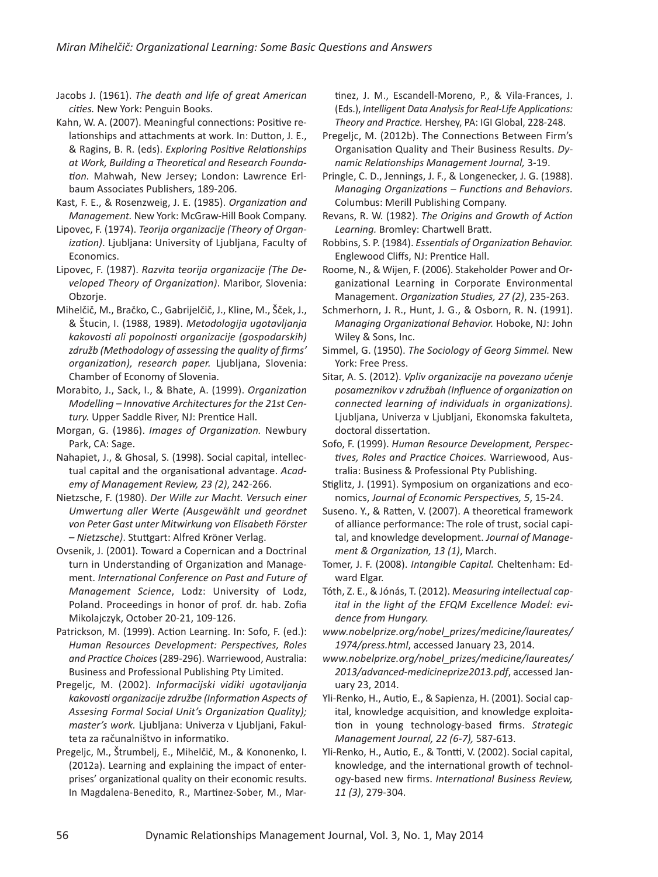Jacobs J. (1961). *The death and life of great American cities.* New York: Penguin Books.

Kahn, W. A. (2007). Meaningful connections: Positive relationships and attachments at work. In: Dutton, J. E., & Ragins, B. R. (eds). *Exploring Positive Relationships at Work, Building a Theoretical and Research Foundation.* Mahwah, New Jersey; London: Lawrence Erlbaum Associates Publishers, 189-206.

Kast, F. E., & Rosenzweig, J. E. (1985). *Organization and Management.* New York: McGraw-Hill Book Company.

Lipovec, F. (1974). *Teorija organizacije (Theory of Organization)*. Ljubljana: University of Ljubljana, Faculty of Economics.

Lipovec, F. (1987). *Razvita teorija organizacije (The Developed Theory of Organization)*. Maribor, Slovenia: Obzorje.

Mihelčič, M., Bračko, C., Gabrijelčič, J., Kline, M., Šček, J., & Štucin, I. (1988, 1989). *Metodologija ugotavljanja kakovosti ali popolnosti organizacije (gospodarskih združb (Methodology of assessing the quality of firms' organization), research paper.* Ljubljana, Slovenia: Chamber of Economy of Slovenia.

Morabito, J., Sack, I., & Bhate, A. (1999). *Organization Modelling – Innovative Architectures for the 21st Century.* Upper Saddle River, NJ: Prentice Hall.

Morgan, G. (1986). *Images of Organization.* Newbury Park, CA: Sage.

Nahapiet, J., & Ghosal, S. (1998). Social capital, intellectual capital and the organisational advantage. *Academy of Management Review, 23 (2)*, 242-266.

Nietzsche, F. (1980). *Der Wille zur Macht. Versuch einer Umwertung aller Werte (Ausgewählt und geordnet von Peter Gast unter Mitwirkung von Elisabeth Förster – Nietzsche)*. Stuttgart: Alfred Kröner Verlag.

Ovsenik, J. (2001). Toward a Copernican and a Doctrinal turn in Understanding of Organization and Management. *International Conference on Past and Future of Management Science*, Lodz: University of Lodz, Poland. Proceedings in honor of prof. dr. hab. Zofia Mikolajczyk, October 20-21, 109-126.

Patrickson, M. (1999). Action Learning. In: Sofo, F. (ed.): *Human Resources Development: Perspectives, Roles and Practice Choices* (289-296). Warriewood, Australia: Business and Professional Publishing Pty Limited.

Pregeljc, M. (2002). *Informacijski vidiki ugotavljanja kakovosti organizacije združbe (Information Aspects of Assesing Formal Social Unit's Organization Quality); master's work.* Ljubljana: Univerza v Ljubljani, Fakulteta za računalništvo in informatiko.

Pregeljc, M., Štrumbelj, E., Mihelčič, M., & Kononenko, I. (2012a). Learning and explaining the impact of enterprises' organizational quality on their economic results. In Magdalena-Benedito, R., Martinez-Sober, M., Martinez, J. M., Escandell-Moreno, P., & Vila-Frances, J. (Eds.), *Intelligent Data Analysis for Real-Life Applications: Theory and Practice.* Hershey, PA: IGI Global, 228-248.

Pregeljc, M. (2012b). The Connections Between Firm's Organisation Quality and Their Business Results. *Dynamic Relationships Management Journal,* 3-19.

Pringle, C. D., Jennings, J. F., & Longenecker, J. G. (1988). *Managing Organizations – Functions and Behaviors.* Columbus: Merill Publishing Company.

Revans, R. W. (1982). *The Origins and Growth of Action Learning.* Bromley: Chartwell Bratt.

Robbins, S. P. (1984). *Essentials of Organization Behavior.* Englewood Cliffs, NJ: Prentice Hall.

Roome, N., & Wijen, F. (2006). Stakeholder Power and Organizational Learning in Corporate Environmental Management. *Organization Studies, 27 (2)*, 235-263.

Schmerhorn, J. R., Hunt, J. G., & Osborn, R. N. (1991). *Managing Organizational Behavior.* Hoboke, NJ: John Wiley & Sons, Inc.

Simmel, G. (1950). *The Sociology of Georg Simmel.* New York: Free Press.

Sitar, A. S. (2012). *Vpliv organizacije na povezano učenje posameznikov v združbah (Influence of organization on connected learning of individuals in organizations).* Ljubljana, Univerza v Ljubljani, Ekonomska fakulteta, doctoral dissertation.

Sofo, F. (1999). *Human Resource Development, Perspectives, Roles and Practice Choices.* Warriewood, Australia: Business & Professional Pty Publishing.

Stiglitz, J. (1991). Symposium on organizations and economics, *Journal of Economic Perspectives, 5*, 15-24.

Suseno. Y., & Ratten, V. (2007). A theoretical framework of alliance performance: The role of trust, social capital, and knowledge development. *Journal of Management & Organization, 13 (1)*, March.

Tomer, J. F. (2008). *Intangible Capital.* Cheltenham: Edward Elgar.

Tóth, Z. E., & Jónás, T. (2012). *Measuring intellectual capital in the light of the EFQM Excellence Model: evidence from Hungary.*

*www.nobelprize.org/nobel_prizes/medicine/laureates/1974/press.html*, accessed January 23, 2014.

*www.nobelprize.org/nobel_prizes/medicine/laureates/2013/advanced-medicineprize2013.pdf*, accessed January 23, 2014.

Yli-Renko, H., Autio, E., & Sapienza, H. (2001). Social capital, knowledge acquisition, and knowledge exploitation in young technology-based firms. *Strategic Management Journal, 22 (6-7),* 587-613.

Yli-Renko, H., Autio, E., & Tontti, V. (2002). Social capital, knowledge, and the international growth of technology-based new firms. *International Business Review, 11 (3)*, 279-304.